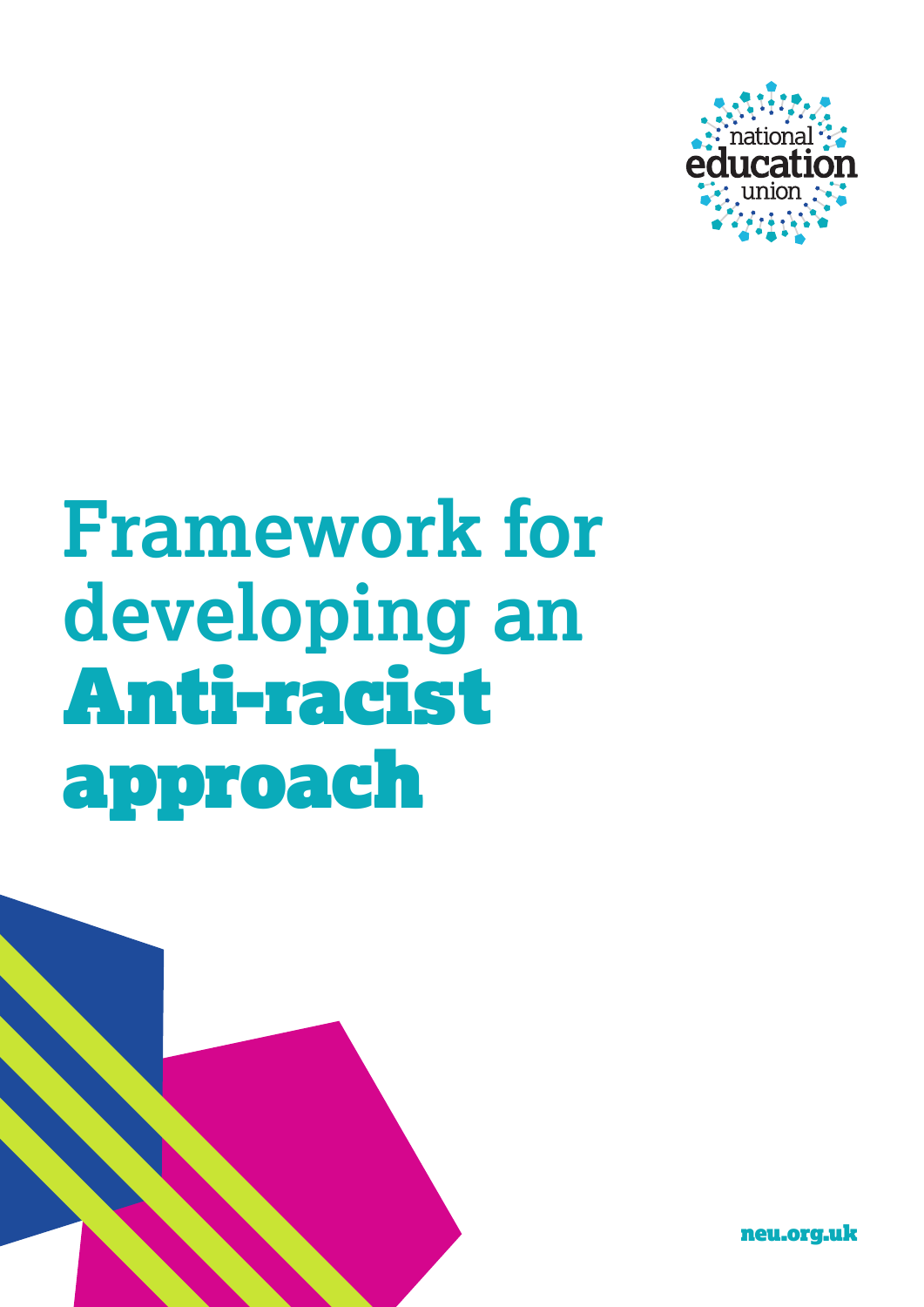national education union

# Framework for developing an Anti-racist approach

neu.org.uk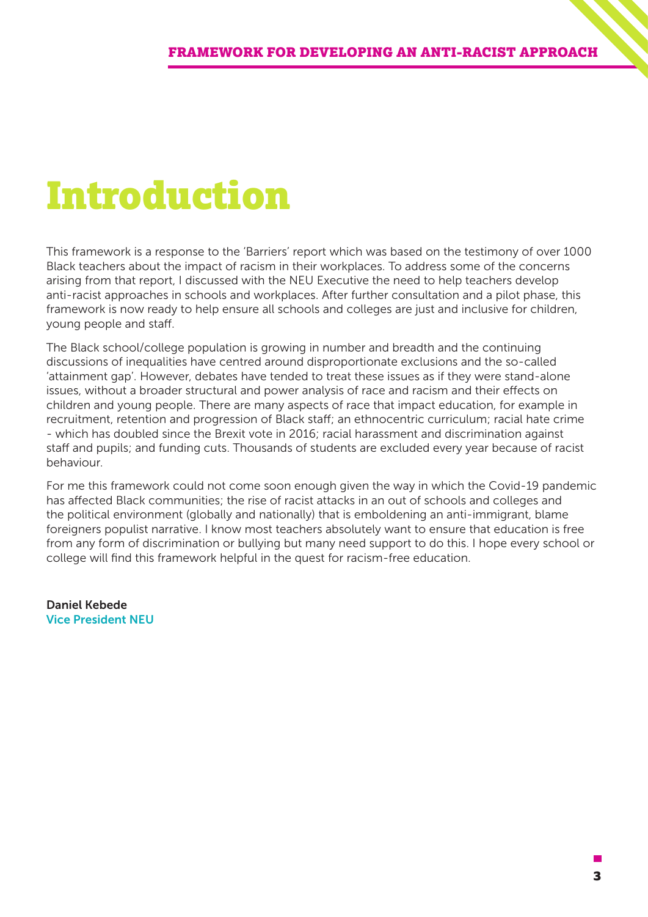# Introduction

This framework is a response to the 'Barriers' report which was based on the testimony of over 1000 Black teachers about the impact of racism in their workplaces. To address some of the concerns arising from that report, I discussed with the NEU Executive the need to help teachers develop anti-racist approaches in schools and workplaces. After further consultation and a pilot phase, this framework is now ready to help ensure all schools and colleges are just and inclusive for children, young people and staff.

The Black school/college population is growing in number and breadth and the continuing discussions of inequalities have centred around disproportionate exclusions and the so-called 'attainment gap'. However, debates have tended to treat these issues as if they were stand-alone issues, without a broader structural and power analysis of race and racism and their effects on children and young people. There are many aspects of race that impact education, for example in recruitment, retention and progression of Black staff; an ethnocentric curriculum; racial hate crime - which has doubled since the Brexit vote in 2016; racial harassment and discrimination against staff and pupils; and funding cuts. Thousands of students are excluded every year because of racist behaviour.

For me this framework could not come soon enough given the way in which the Covid-19 pandemic has affected Black communities; the rise of racist attacks in an out of schools and colleges and the political environment (globally and nationally) that is emboldening an anti-immigrant, blame foreigners populist narrative. I know most teachers absolutely want to ensure that education is free from any form of discrimination or bullying but many need support to do this. I hope every school or college will find this framework helpful in the quest for racism-free education.

**Daniel Kebede**
Vice President NEU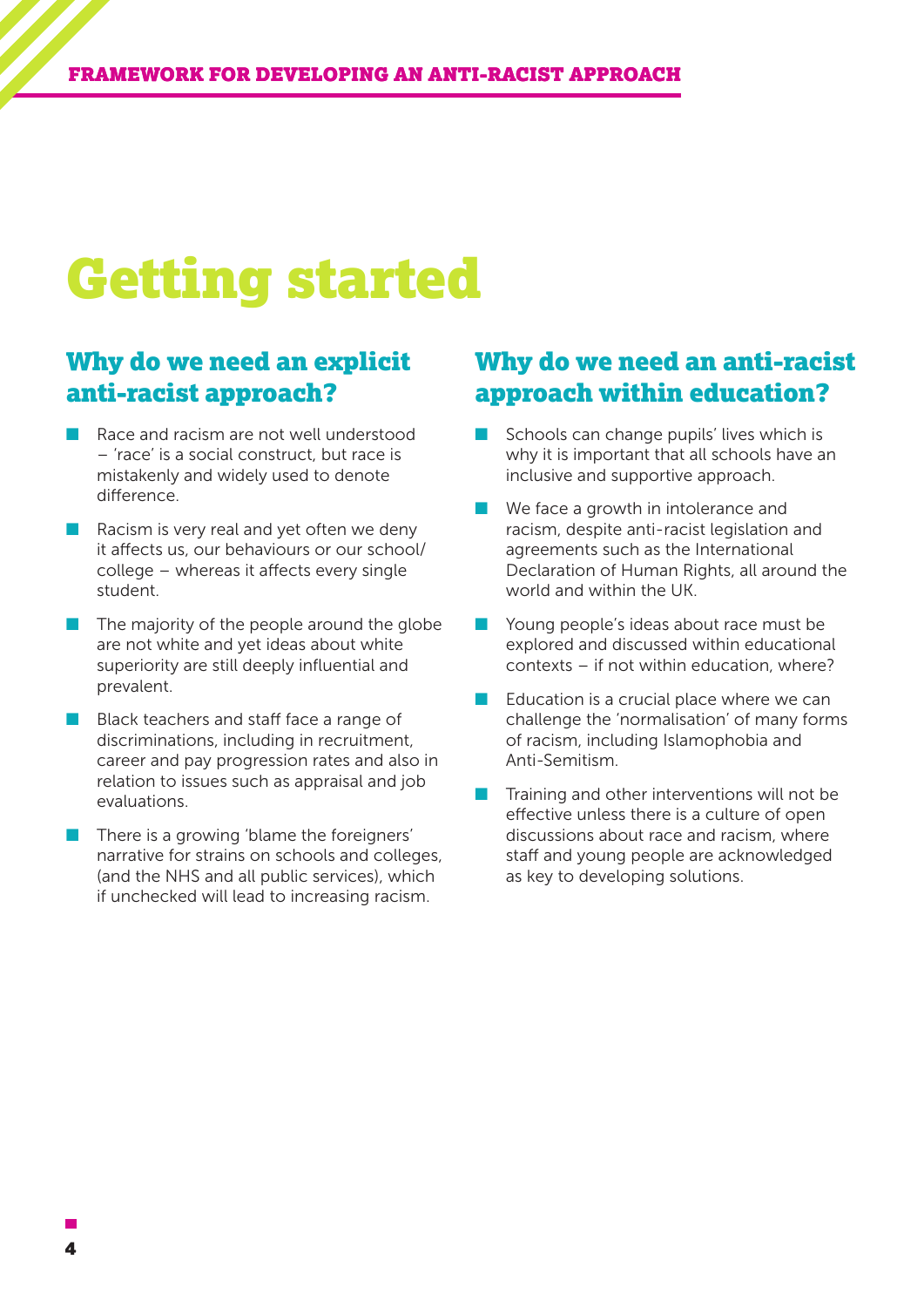# Getting started

## Why do we need an explicit anti-racist approach?

- Race and racism are not well understood – 'race' is a social construct, but race is mistakenly and widely used to denote difference.
- Racism is very real and yet often we deny it affects us, our behaviours or our school/college – whereas it affects every single student.
- The majority of the people around the globe are not white and yet ideas about white superiority are still deeply influential and prevalent.
- Black teachers and staff face a range of discriminations, including in recruitment, career and pay progression rates and also in relation to issues such as appraisal and job evaluations.
- There is a growing 'blame the foreigners' narrative for strains on schools and colleges, (and the NHS and all public services), which if unchecked will lead to increasing racism.

## Why do we need an anti-racist approach within education?

- Schools can change pupils' lives which is why it is important that all schools have an inclusive and supportive approach.
- We face a growth in intolerance and racism, despite anti-racist legislation and agreements such as the International Declaration of Human Rights, all around the world and within the UK.
- Young people's ideas about race must be explored and discussed within educational contexts – if not within education, where?
- Education is a crucial place where we can challenge the 'normalisation' of many forms of racism, including Islamophobia and Anti-Semitism.
- Training and other interventions will not be effective unless there is a culture of open discussions about race and racism, where staff and young people are acknowledged as key to developing solutions.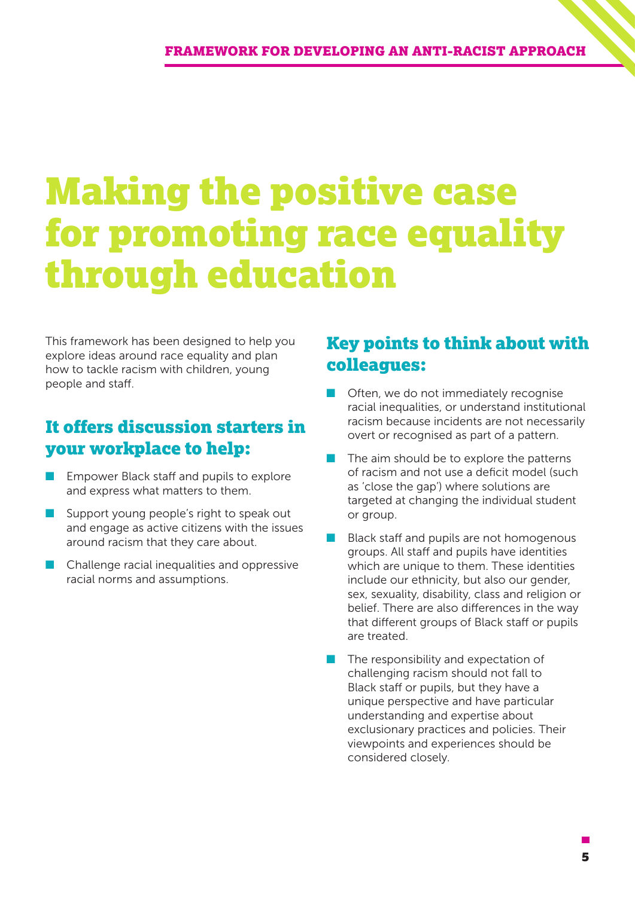# Making the positive case for promoting race equality through education

This framework has been designed to help you explore ideas around race equality and plan how to tackle racism with children, young people and staff.

## It offers discussion starters in your workplace to help:

- Empower Black staff and pupils to explore and express what matters to them.
- Support young people's right to speak out and engage as active citizens with the issues around racism that they care about.
- Challenge racial inequalities and oppressive racial norms and assumptions.

## Key points to think about with colleagues:

- Often, we do not immediately recognise racial inequalities, or understand institutional racism because incidents are not necessarily overt or recognised as part of a pattern.
- The aim should be to explore the patterns of racism and not use a deficit model (such as 'close the gap') where solutions are targeted at changing the individual student or group.
- Black staff and pupils are not homogenous groups. All staff and pupils have identities which are unique to them. These identities include our ethnicity, but also our gender, sex, sexuality, disability, class and religion or belief. There are also differences in the way that different groups of Black staff or pupils are treated.
- The responsibility and expectation of challenging racism should not fall to Black staff or pupils, but they have a unique perspective and have particular understanding and expertise about exclusionary practices and policies. Their viewpoints and experiences should be considered closely.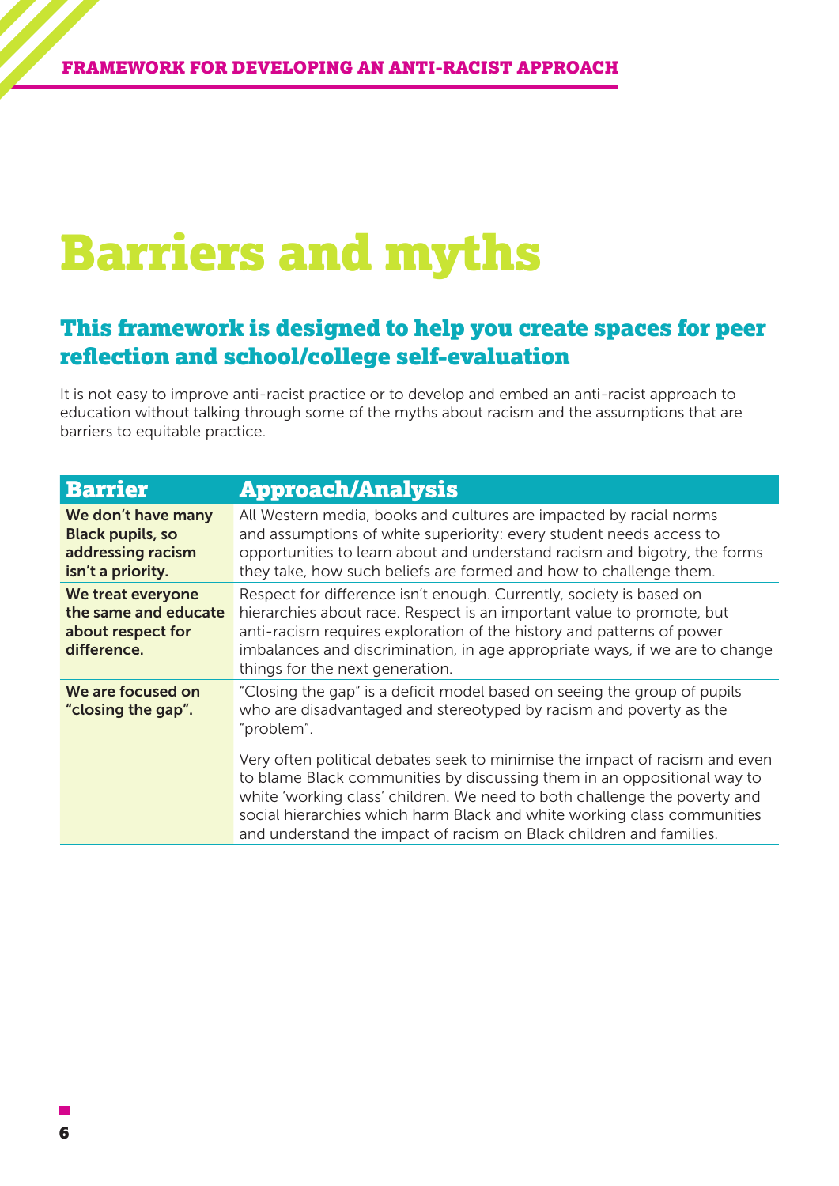# Barriers and myths

## This framework is designed to help you create spaces for peer reflection and school/college self-evaluation

It is not easy to improve anti-racist practice or to develop and embed an anti-racist approach to education without talking through some of the myths about racism and the assumptions that are barriers to equitable practice.

| Barrier | Approach/Analysis |
| --- | --- |
| **We don't have many Black pupils, so addressing racism isn't a priority.** | All Western media, books and cultures are impacted by racial norms and assumptions of white superiority: every student needs access to opportunities to learn about and understand racism and bigotry, the forms they take, how such beliefs are formed and how to challenge them. |
| **We treat everyone the same and educate about respect for difference.** | Respect for difference isn't enough. Currently, society is based on hierarchies about race. Respect is an important value to promote, but anti-racism requires exploration of the history and patterns of power imbalances and discrimination, in age appropriate ways, if we are to change things for the next generation. |
| **We are focused on "closing the gap".** | "Closing the gap" is a deficit model based on seeing the group of pupils who are disadvantaged and stereotyped by racism and poverty as the "problem".<br><br>Very often political debates seek to minimise the impact of racism and even to blame Black communities by discussing them in an oppositional way to white 'working class' children. We need to both challenge the poverty and social hierarchies which harm Black and white working class communities and understand the impact of racism on Black children and families. |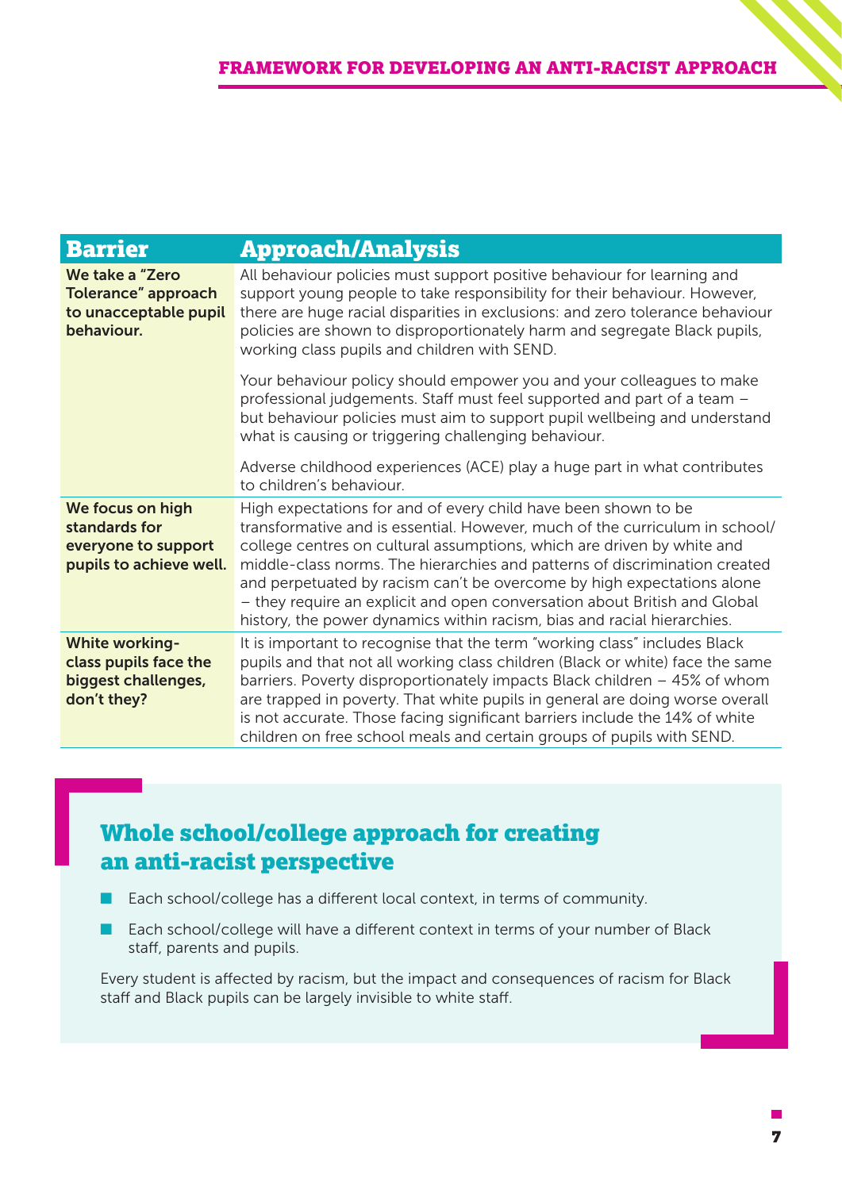| Barrier | Approach/Analysis |
|---|---|
| **We take a "Zero Tolerance" approach to unacceptable pupil behaviour.** | All behaviour policies must support positive behaviour for learning and support young people to take responsibility for their behaviour. However, there are huge racial disparities in exclusions: and zero tolerance behaviour policies are shown to disproportionately harm and segregate Black pupils, working class pupils and children with SEND.<br><br>Your behaviour policy should empower you and your colleagues to make professional judgements. Staff must feel supported and part of a team – but behaviour policies must aim to support pupil wellbeing and understand what is causing or triggering challenging behaviour.<br><br>Adverse childhood experiences (ACE) play a huge part in what contributes to children's behaviour. |
| **We focus on high standards for everyone to support pupils to achieve well.** | High expectations for and of every child have been shown to be transformative and is essential. However, much of the curriculum in school/college centres on cultural assumptions, which are driven by white and middle-class norms. The hierarchies and patterns of discrimination created and perpetuated by racism can't be overcome by high expectations alone – they require an explicit and open conversation about British and Global history, the power dynamics within racism, bias and racial hierarchies. |
| **White working-class pupils face the biggest challenges, don't they?** | It is important to recognise that the term "working class" includes Black pupils and that not all working class children (Black or white) face the same barriers. Poverty disproportionately impacts Black children – 45% of whom are trapped in poverty. That white pupils in general are doing worse overall is not accurate. Those facing significant barriers include the 14% of white children on free school meals and certain groups of pupils with SEND. |

## Whole school/college approach for creating an anti-racist perspective

- Each school/college has a different local context, in terms of community.
- Each school/college will have a different context in terms of your number of Black staff, parents and pupils.

Every student is affected by racism, but the impact and consequences of racism for Black staff and Black pupils can be largely invisible to white staff.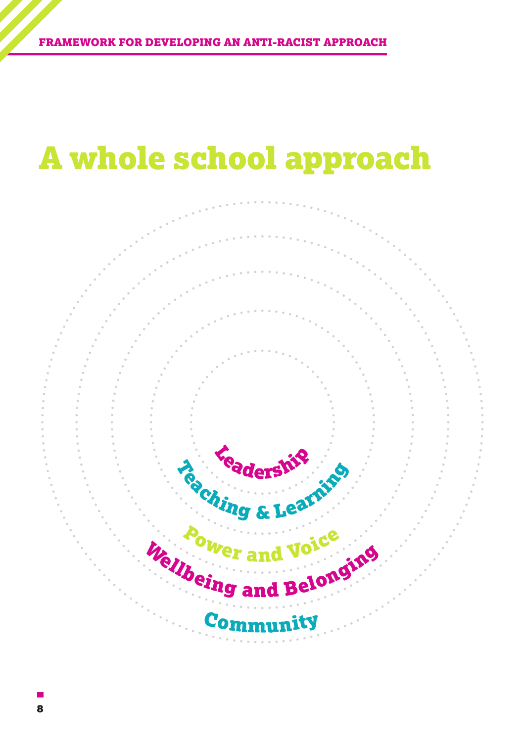# A whole school approach

Leadership

Teaching & Learning

Power and Voice

Wellbeing and Belonging

Community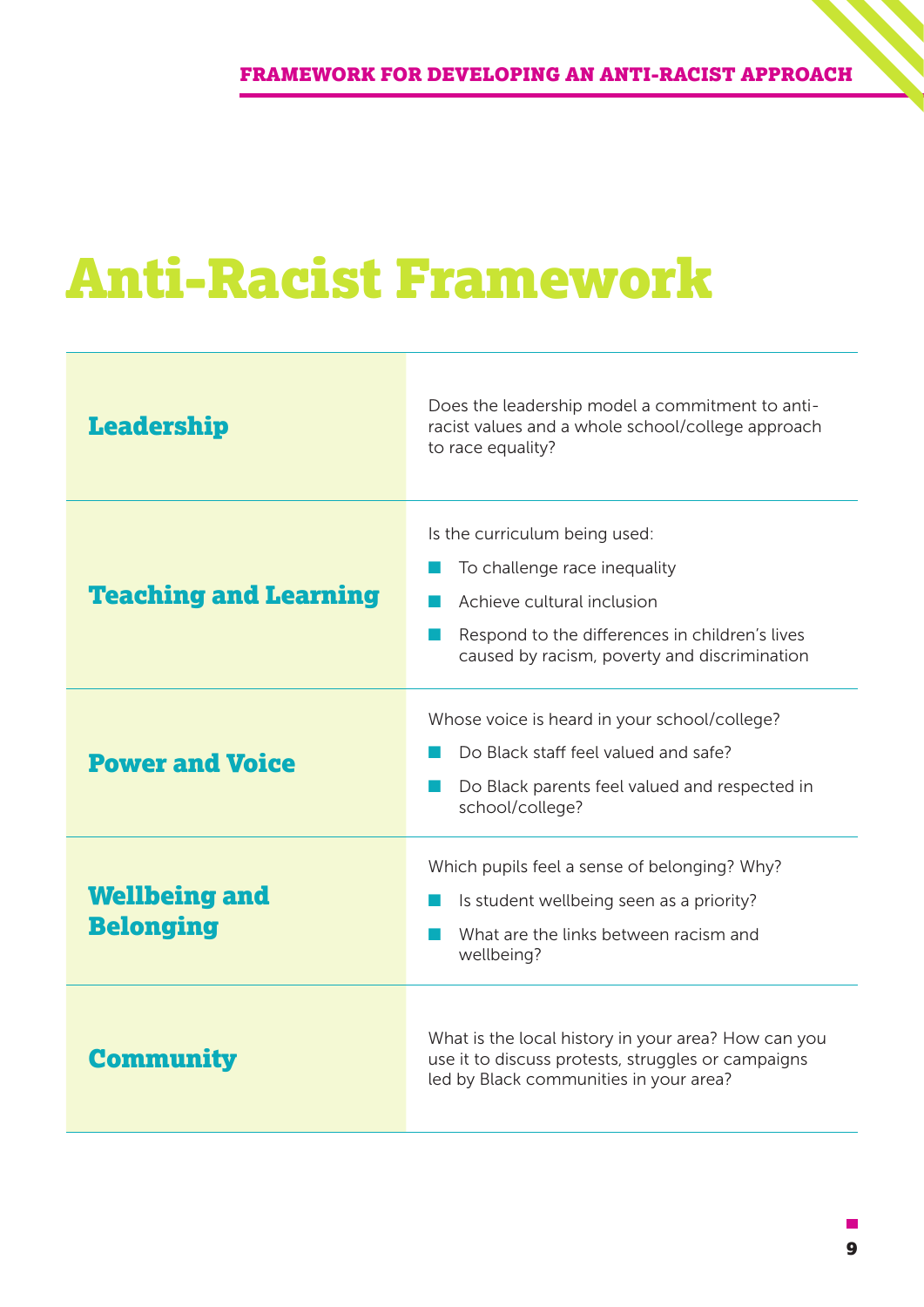# Anti-Racist Framework

| | |
|---|---|
| **Leadership** | Does the leadership model a commitment to anti-racist values and a whole school/college approach to race equality? |
| **Teaching and Learning** | Is the curriculum being used:<br>■ To challenge race inequality<br>■ Achieve cultural inclusion<br>■ Respond to the differences in children's lives caused by racism, poverty and discrimination |
| **Power and Voice** | Whose voice is heard in your school/college?<br>■ Do Black staff feel valued and safe?<br>■ Do Black parents feel valued and respected in school/college? |
| **Wellbeing and Belonging** | Which pupils feel a sense of belonging? Why?<br>■ Is student wellbeing seen as a priority?<br>■ What are the links between racism and wellbeing? |
| **Community** | What is the local history in your area? How can you use it to discuss protests, struggles or campaigns led by Black communities in your area? |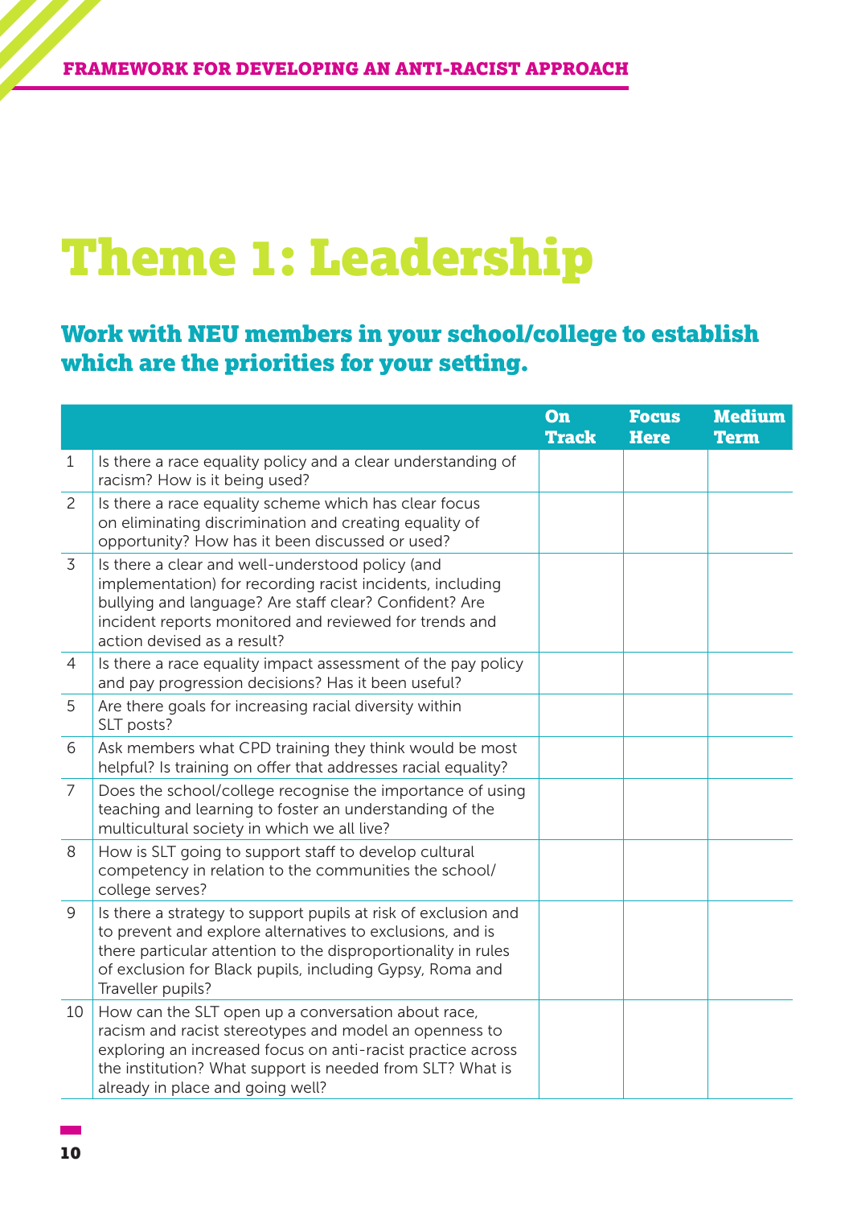# Theme 1: Leadership

## Work with NEU members in your school/college to establish which are the priorities for your setting.

| | | On Track | Focus Here | Medium Term |
|---|---|---|---|---|
| 1 | Is there a race equality policy and a clear understanding of racism? How is it being used? | | | |
| 2 | Is there a race equality scheme which has clear focus on eliminating discrimination and creating equality of opportunity? How has it been discussed or used? | | | |
| 3 | Is there a clear and well-understood policy (and implementation) for recording racist incidents, including bullying and language? Are staff clear? Confident? Are incident reports monitored and reviewed for trends and action devised as a result? | | | |
| 4 | Is there a race equality impact assessment of the pay policy and pay progression decisions? Has it been useful? | | | |
| 5 | Are there goals for increasing racial diversity within SLT posts? | | | |
| 6 | Ask members what CPD training they think would be most helpful? Is training on offer that addresses racial equality? | | | |
| 7 | Does the school/college recognise the importance of using teaching and learning to foster an understanding of the multicultural society in which we all live? | | | |
| 8 | How is SLT going to support staff to develop cultural competency in relation to the communities the school/college serves? | | | |
| 9 | Is there a strategy to support pupils at risk of exclusion and to prevent and explore alternatives to exclusions, and is there particular attention to the disproportionality in rules of exclusion for Black pupils, including Gypsy, Roma and Traveller pupils? | | | |
| 10 | How can the SLT open up a conversation about race, racism and racist stereotypes and model an openness to exploring an increased focus on anti-racist practice across the institution? What support is needed from SLT? What is already in place and going well? | | | |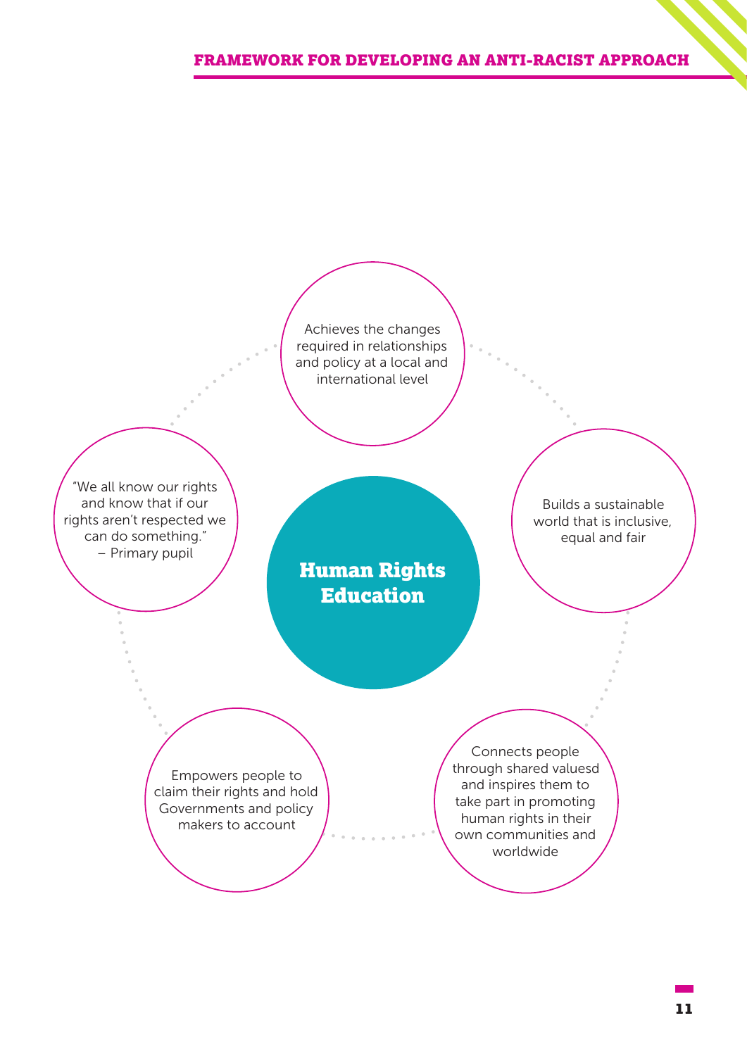## Human Rights Education

- Achieves the changes required in relationships and policy at a local and international level
- Builds a sustainable world that is inclusive, equal and fair
- Connects people through shared valuesd and inspires them to take part in promoting human rights in their own communities and worldwide
- Empowers people to claim their rights and hold Governments and policy makers to account
- "We all know our rights and know that if our rights aren't respected we can do something." – Primary pupil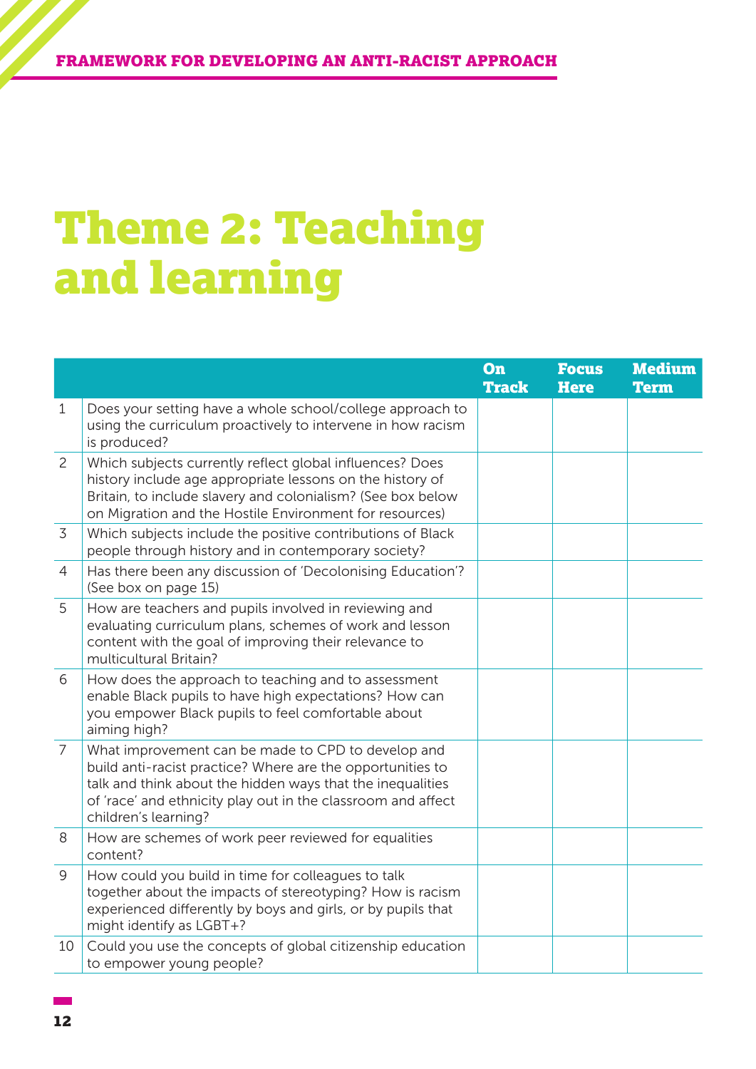# Theme 2: Teaching and learning

| | | On Track | Focus Here | Medium Term |
|---|---|---|---|---|
| 1 | Does your setting have a whole school/college approach to using the curriculum proactively to intervene in how racism is produced? | | | |
| 2 | Which subjects currently reflect global influences? Does history include age appropriate lessons on the history of Britain, to include slavery and colonialism? (See box below on Migration and the Hostile Environment for resources) | | | |
| 3 | Which subjects include the positive contributions of Black people through history and in contemporary society? | | | |
| 4 | Has there been any discussion of 'Decolonising Education'? (See box on page 15) | | | |
| 5 | How are teachers and pupils involved in reviewing and evaluating curriculum plans, schemes of work and lesson content with the goal of improving their relevance to multicultural Britain? | | | |
| 6 | How does the approach to teaching and to assessment enable Black pupils to have high expectations? How can you empower Black pupils to feel comfortable about aiming high? | | | |
| 7 | What improvement can be made to CPD to develop and build anti-racist practice? Where are the opportunities to talk and think about the hidden ways that the inequalities of 'race' and ethnicity play out in the classroom and affect children's learning? | | | |
| 8 | How are schemes of work peer reviewed for equalities content? | | | |
| 9 | How could you build in time for colleagues to talk together about the impacts of stereotyping? How is racism experienced differently by boys and girls, or by pupils that might identify as LGBT+? | | | |
| 10 | Could you use the concepts of global citizenship education to empower young people? | | | |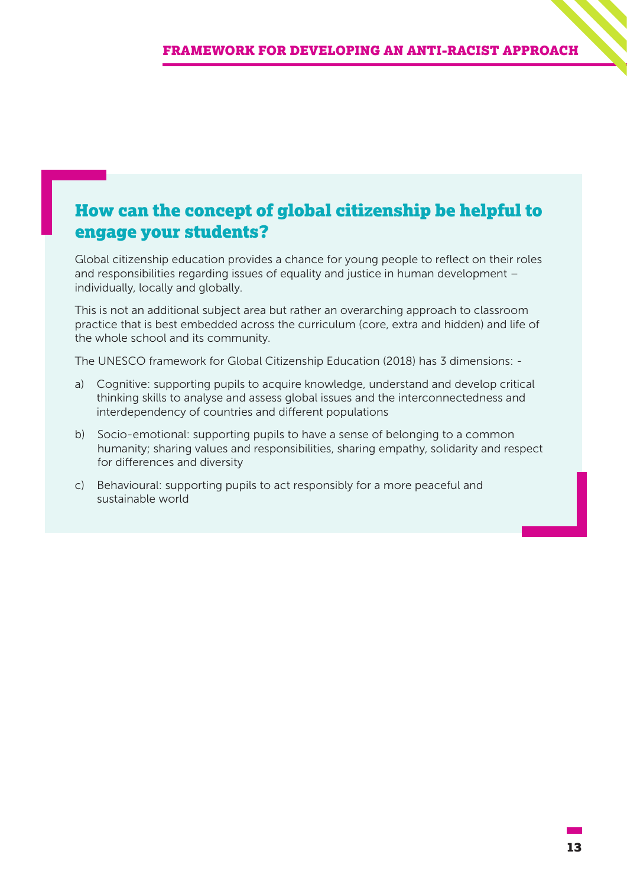## How can the concept of global citizenship be helpful to engage your students?

Global citizenship education provides a chance for young people to reflect on their roles and responsibilities regarding issues of equality and justice in human development – individually, locally and globally.

This is not an additional subject area but rather an overarching approach to classroom practice that is best embedded across the curriculum (core, extra and hidden) and life of the whole school and its community.

The UNESCO framework for Global Citizenship Education (2018) has 3 dimensions: -

a) Cognitive: supporting pupils to acquire knowledge, understand and develop critical thinking skills to analyse and assess global issues and the interconnectedness and interdependency of countries and different populations

b) Socio-emotional: supporting pupils to have a sense of belonging to a common humanity; sharing values and responsibilities, sharing empathy, solidarity and respect for differences and diversity

c) Behavioural: supporting pupils to act responsibly for a more peaceful and sustainable world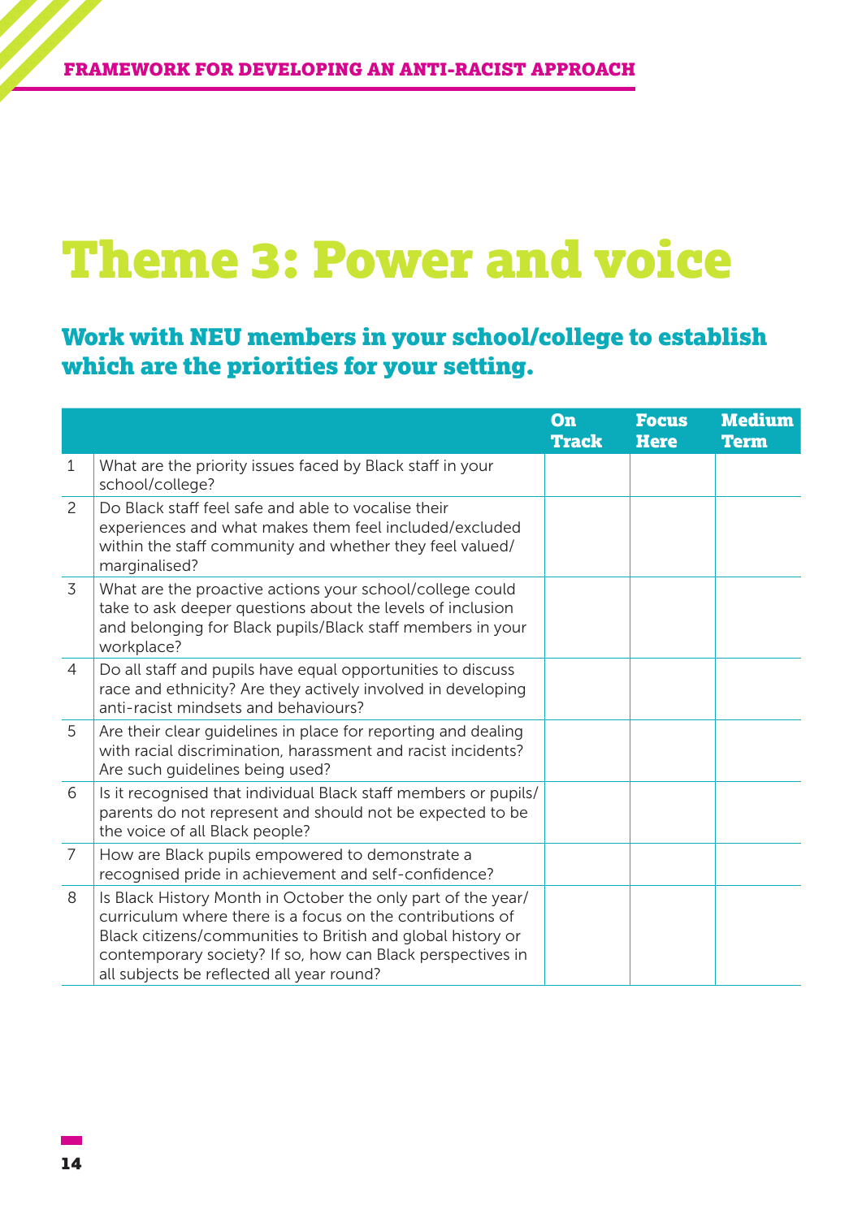# Theme 3: Power and voice

## Work with NEU members in your school/college to establish which are the priorities for your setting.

| | | On Track | Focus Here | Medium Term |
|---|---|---|---|---|
| 1 | What are the priority issues faced by Black staff in your school/college? | | | |
| 2 | Do Black staff feel safe and able to vocalise their experiences and what makes them feel included/excluded within the staff community and whether they feel valued/marginalised? | | | |
| 3 | What are the proactive actions your school/college could take to ask deeper questions about the levels of inclusion and belonging for Black pupils/Black staff members in your workplace? | | | |
| 4 | Do all staff and pupils have equal opportunities to discuss race and ethnicity? Are they actively involved in developing anti-racist mindsets and behaviours? | | | |
| 5 | Are their clear guidelines in place for reporting and dealing with racial discrimination, harassment and racist incidents? Are such guidelines being used? | | | |
| 6 | Is it recognised that individual Black staff members or pupils/parents do not represent and should not be expected to be the voice of all Black people? | | | |
| 7 | How are Black pupils empowered to demonstrate a recognised pride in achievement and self-confidence? | | | |
| 8 | Is Black History Month in October the only part of the year/curriculum where there is a focus on the contributions of Black citizens/communities to British and global history or contemporary society? If so, how can Black perspectives in all subjects be reflected all year round? | | | |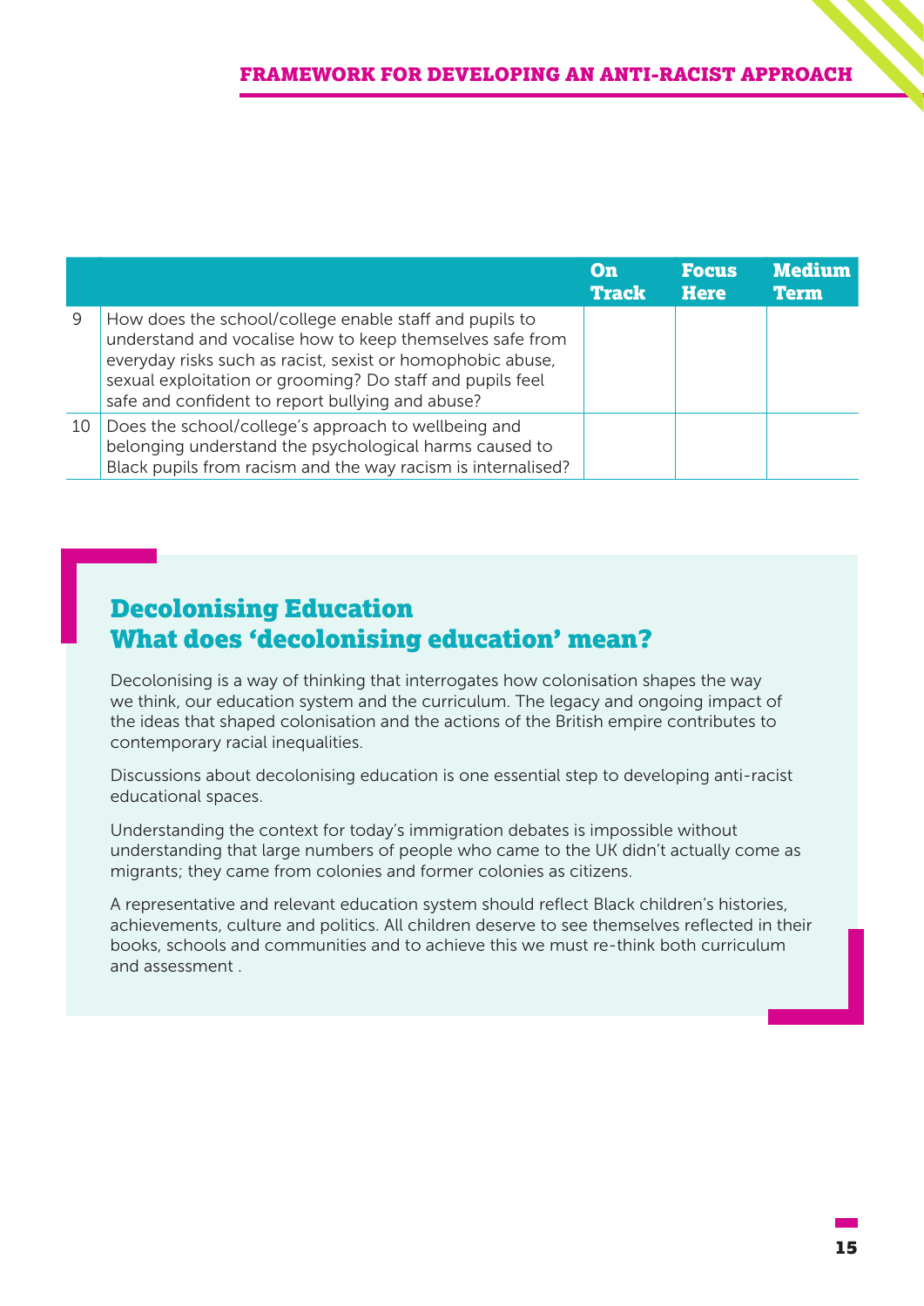| | | On Track | Focus Here | Medium Term |
|---|---|---|---|---|
| 9 | How does the school/college enable staff and pupils to understand and vocalise how to keep themselves safe from everyday risks such as racist, sexist or homophobic abuse, sexual exploitation or grooming? Do staff and pupils feel safe and confident to report bullying and abuse? | | | |
| 10 | Does the school/college's approach to wellbeing and belonging understand the psychological harms caused to Black pupils from racism and the way racism is internalised? | | | |

## Decolonising Education
## What does 'decolonising education' mean?

Decolonising is a way of thinking that interrogates how colonisation shapes the way we think, our education system and the curriculum. The legacy and ongoing impact of the ideas that shaped colonisation and the actions of the British empire contributes to contemporary racial inequalities.

Discussions about decolonising education is one essential step to developing anti-racist educational spaces.

Understanding the context for today's immigration debates is impossible without understanding that large numbers of people who came to the UK didn't actually come as migrants; they came from colonies and former colonies as citizens.

A representative and relevant education system should reflect Black children's histories, achievements, culture and politics. All children deserve to see themselves reflected in their books, schools and communities and to achieve this we must re-think both curriculum and assessment .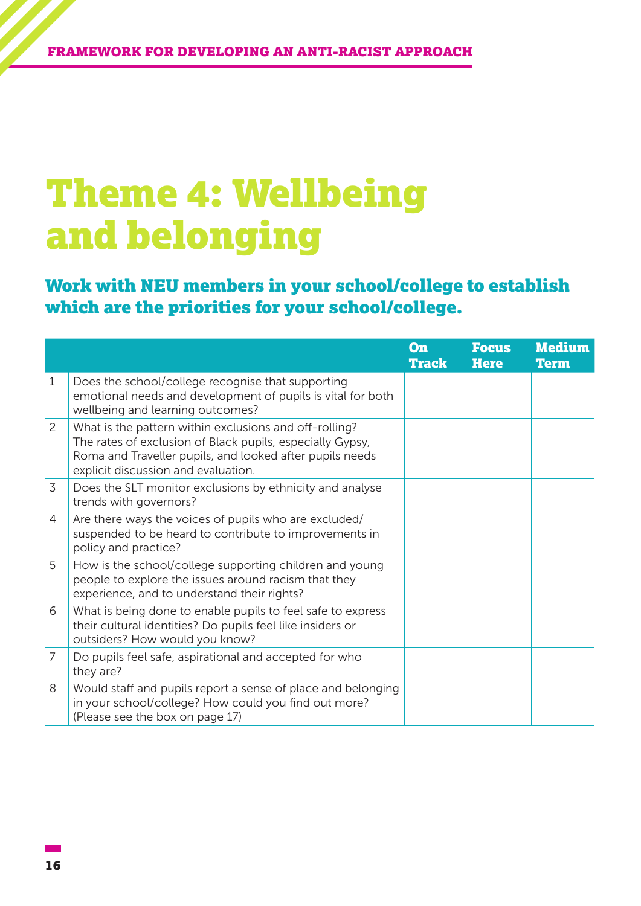# Theme 4: Wellbeing and belonging

### Work with NEU members in your school/college to establish which are the priorities for your school/college.

| | | On Track | Focus Here | Medium Term |
|---|---|---|---|---|
| 1 | Does the school/college recognise that supporting emotional needs and development of pupils is vital for both wellbeing and learning outcomes? | | | |
| 2 | What is the pattern within exclusions and off-rolling? The rates of exclusion of Black pupils, especially Gypsy, Roma and Traveller pupils, and looked after pupils needs explicit discussion and evaluation. | | | |
| 3 | Does the SLT monitor exclusions by ethnicity and analyse trends with governors? | | | |
| 4 | Are there ways the voices of pupils who are excluded/ suspended to be heard to contribute to improvements in policy and practice? | | | |
| 5 | How is the school/college supporting children and young people to explore the issues around racism that they experience, and to understand their rights? | | | |
| 6 | What is being done to enable pupils to feel safe to express their cultural identities? Do pupils feel like insiders or outsiders? How would you know? | | | |
| 7 | Do pupils feel safe, aspirational and accepted for who they are? | | | |
| 8 | Would staff and pupils report a sense of place and belonging in your school/college? How could you find out more? (Please see the box on page 17) | | | |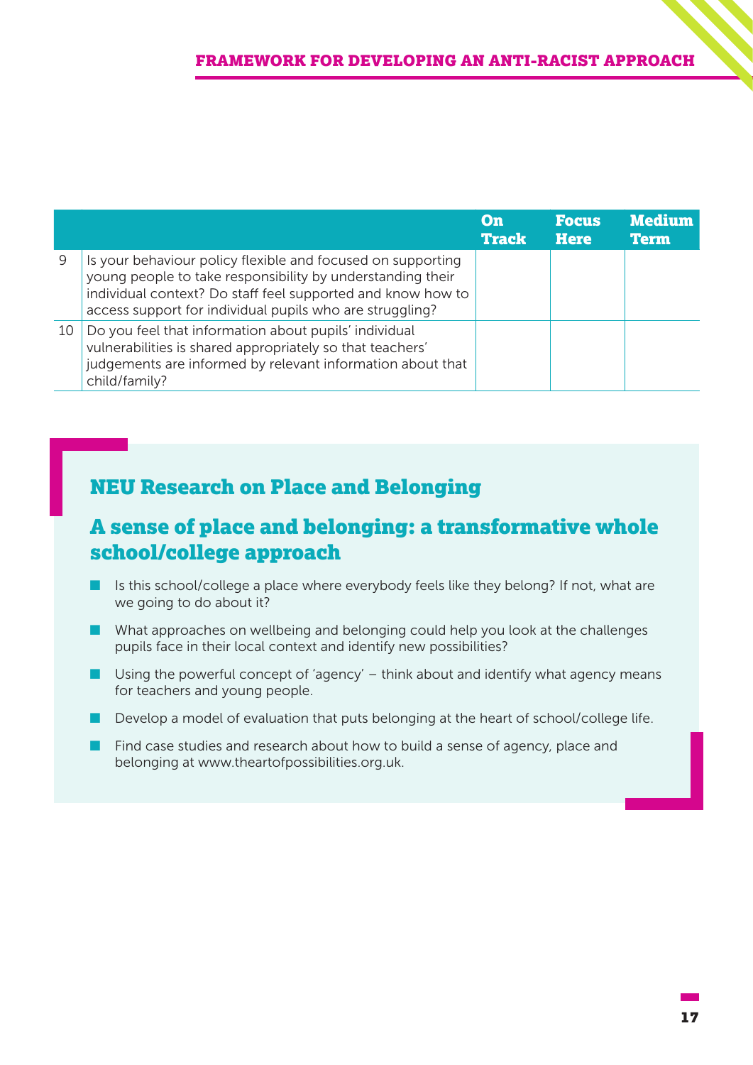| | | On Track | Focus Here | Medium Term |
|---|---|---|---|---|
| 9 | Is your behaviour policy flexible and focused on supporting young people to take responsibility by understanding their individual context? Do staff feel supported and know how to access support for individual pupils who are struggling? | | | |
| 10 | Do you feel that information about pupils' individual vulnerabilities is shared appropriately so that teachers' judgements are informed by relevant information about that child/family? | | | |

## NEU Research on Place and Belonging

## A sense of place and belonging: a transformative whole school/college approach

- Is this school/college a place where everybody feels like they belong? If not, what are we going to do about it?
- What approaches on wellbeing and belonging could help you look at the challenges pupils face in their local context and identify new possibilities?
- Using the powerful concept of 'agency' – think about and identify what agency means for teachers and young people.
- Develop a model of evaluation that puts belonging at the heart of school/college life.
- Find case studies and research about how to build a sense of agency, place and belonging at www.theartofpossibilities.org.uk.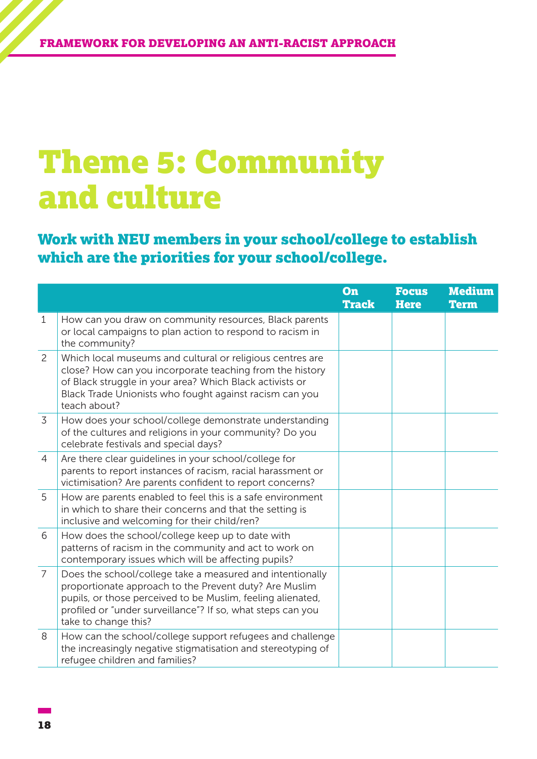# Theme 5: Community and culture

## Work with NEU members in your school/college to establish which are the priorities for your school/college.

| | | On Track | Focus Here | Medium Term |
|---|---|---|---|---|
| 1 | How can you draw on community resources, Black parents or local campaigns to plan action to respond to racism in the community? | | | |
| 2 | Which local museums and cultural or religious centres are close? How can you incorporate teaching from the history of Black struggle in your area? Which Black activists or Black Trade Unionists who fought against racism can you teach about? | | | |
| 3 | How does your school/college demonstrate understanding of the cultures and religions in your community? Do you celebrate festivals and special days? | | | |
| 4 | Are there clear guidelines in your school/college for parents to report instances of racism, racial harassment or victimisation? Are parents confident to report concerns? | | | |
| 5 | How are parents enabled to feel this is a safe environment in which to share their concerns and that the setting is inclusive and welcoming for their child/ren? | | | |
| 6 | How does the school/college keep up to date with patterns of racism in the community and act to work on contemporary issues which will be affecting pupils? | | | |
| 7 | Does the school/college take a measured and intentionally proportionate approach to the Prevent duty? Are Muslim pupils, or those perceived to be Muslim, feeling alienated, profiled or "under surveillance"? If so, what steps can you take to change this? | | | |
| 8 | How can the school/college support refugees and challenge the increasingly negative stigmatisation and stereotyping of refugee children and families? | | | |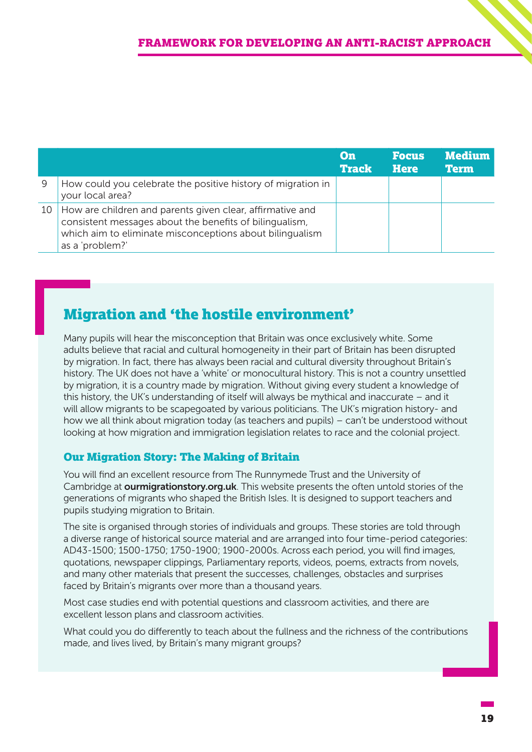| | | On Track | Focus Here | Medium Term |
|---|---|---|---|---|
| 9 | How could you celebrate the positive history of migration in your local area? | | | |
| 10 | How are children and parents given clear, affirmative and consistent messages about the benefits of bilingualism, which aim to eliminate misconceptions about bilingualism as a 'problem?' | | | |

## Migration and 'the hostile environment'

Many pupils will hear the misconception that Britain was once exclusively white. Some adults believe that racial and cultural homogeneity in their part of Britain has been disrupted by migration. In fact, there has always been racial and cultural diversity throughout Britain's history. The UK does not have a 'white' or monocultural history. This is not a country unsettled by migration, it is a country made by migration. Without giving every student a knowledge of this history, the UK's understanding of itself will always be mythical and inaccurate – and it will allow migrants to be scapegoated by various politicians. The UK's migration history- and how we all think about migration today (as teachers and pupils) – can't be understood without looking at how migration and immigration legislation relates to race and the colonial project.

### Our Migration Story: The Making of Britain

You will find an excellent resource from The Runnymede Trust and the University of Cambridge at **ourmigrationstory.org.uk**. This website presents the often untold stories of the generations of migrants who shaped the British Isles. It is designed to support teachers and pupils studying migration to Britain.

The site is organised through stories of individuals and groups. These stories are told through a diverse range of historical source material and are arranged into four time-period categories: AD43-1500; 1500-1750; 1750-1900; 1900-2000s. Across each period, you will find images, quotations, newspaper clippings, Parliamentary reports, videos, poems, extracts from novels, and many other materials that present the successes, challenges, obstacles and surprises faced by Britain's migrants over more than a thousand years.

Most case studies end with potential questions and classroom activities, and there are excellent lesson plans and classroom activities.

What could you do differently to teach about the fullness and the richness of the contributions made, and lives lived, by Britain's many migrant groups?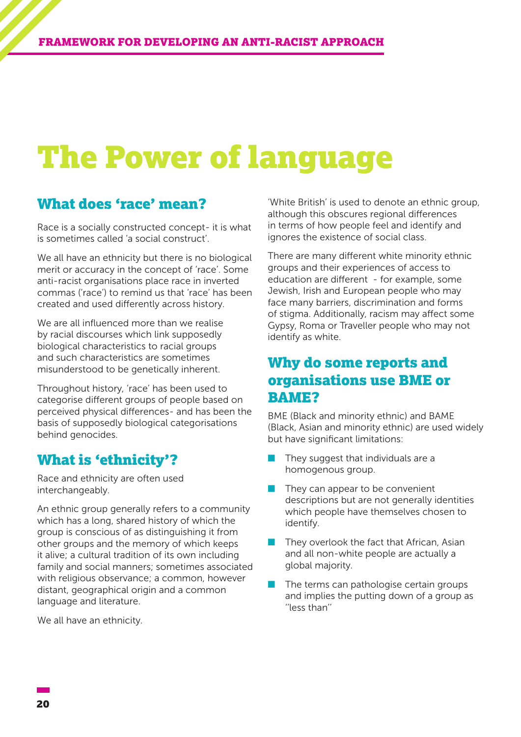# The Power of language

## What does 'race' mean?

Race is a socially constructed concept- it is what is sometimes called 'a social construct'.

We all have an ethnicity but there is no biological merit or accuracy in the concept of 'race'. Some anti-racist organisations place race in inverted commas ('race') to remind us that 'race' has been created and used differently across history.

We are all influenced more than we realise by racial discourses which link supposedly biological characteristics to racial groups and such characteristics are sometimes misunderstood to be genetically inherent.

Throughout history, 'race' has been used to categorise different groups of people based on perceived physical differences- and has been the basis of supposedly biological categorisations behind genocides.

## What is 'ethnicity'?

Race and ethnicity are often used interchangeably.

An ethnic group generally refers to a community which has a long, shared history of which the group is conscious of as distinguishing it from other groups and the memory of which keeps it alive; a cultural tradition of its own including family and social manners; sometimes associated with religious observance; a common, however distant, geographical origin and a common language and literature.

We all have an ethnicity.

'White British' is used to denote an ethnic group, although this obscures regional differences in terms of how people feel and identify and ignores the existence of social class.

There are many different white minority ethnic groups and their experiences of access to education are different - for example, some Jewish, Irish and European people who may face many barriers, discrimination and forms of stigma. Additionally, racism may affect some Gypsy, Roma or Traveller people who may not identify as white.

## Why do some reports and organisations use BME or BAME?

BME (Black and minority ethnic) and BAME (Black, Asian and minority ethnic) are used widely but have significant limitations:

- They suggest that individuals are a homogenous group.
- They can appear to be convenient descriptions but are not generally identities which people have themselves chosen to identify.
- They overlook the fact that African, Asian and all non-white people are actually a global majority.
- The terms can pathologise certain groups and implies the putting down of a group as "less than"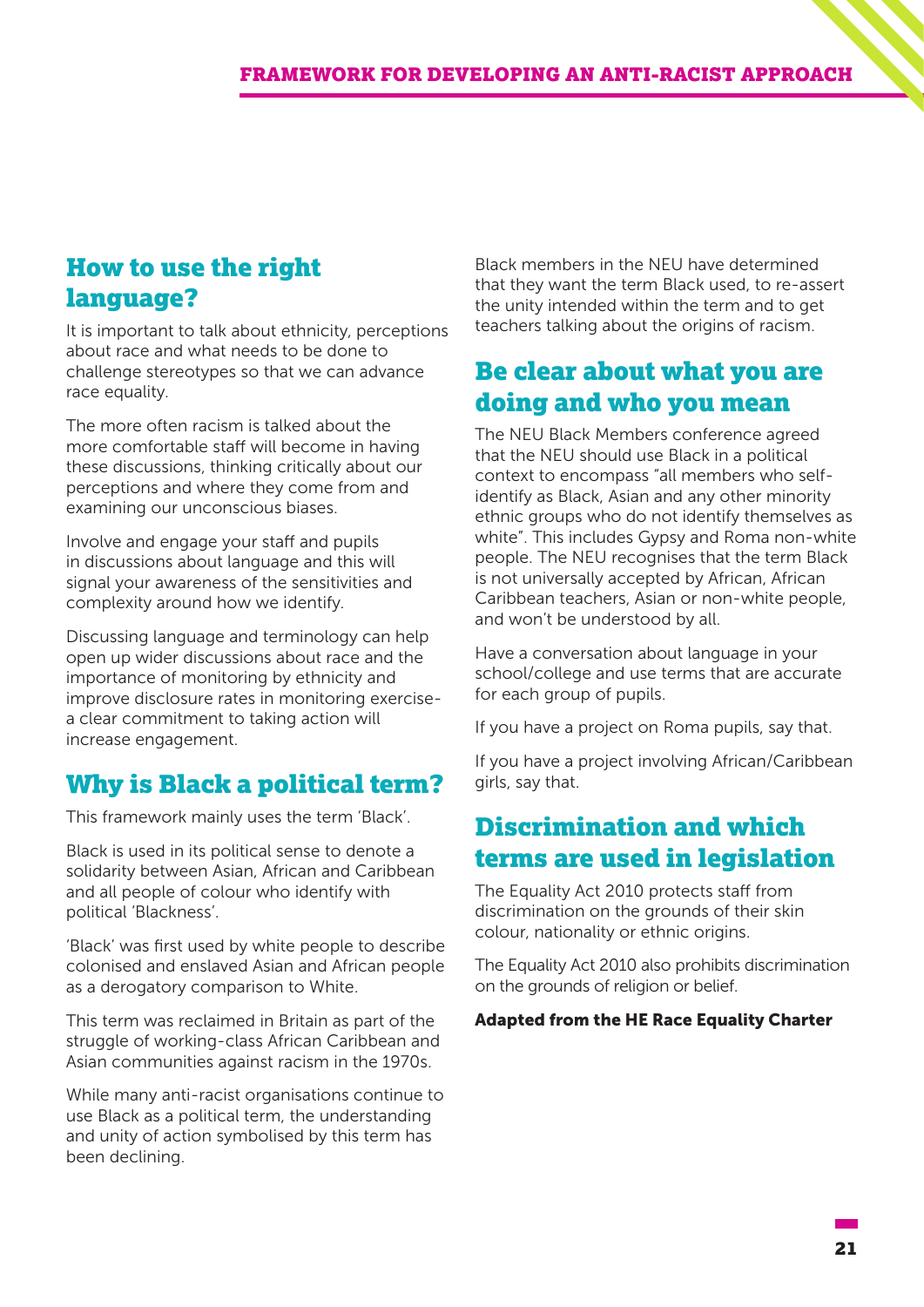## How to use the right language?

It is important to talk about ethnicity, perceptions about race and what needs to be done to challenge stereotypes so that we can advance race equality.

The more often racism is talked about the more comfortable staff will become in having these discussions, thinking critically about our perceptions and where they come from and examining our unconscious biases.

Involve and engage your staff and pupils in discussions about language and this will signal your awareness of the sensitivities and complexity around how we identify.

Discussing language and terminology can help open up wider discussions about race and the importance of monitoring by ethnicity and improve disclosure rates in monitoring exercise- a clear commitment to taking action will increase engagement.

## Why is Black a political term?

This framework mainly uses the term 'Black'.

Black is used in its political sense to denote a solidarity between Asian, African and Caribbean and all people of colour who identify with political 'Blackness'.

'Black' was first used by white people to describe colonised and enslaved Asian and African people as a derogatory comparison to White.

This term was reclaimed in Britain as part of the struggle of working-class African Caribbean and Asian communities against racism in the 1970s.

While many anti-racist organisations continue to use Black as a political term, the understanding and unity of action symbolised by this term has been declining.

Black members in the NEU have determined that they want the term Black used, to re-assert the unity intended within the term and to get teachers talking about the origins of racism.

## Be clear about what you are doing and who you mean

The NEU Black Members conference agreed that the NEU should use Black in a political context to encompass "all members who self-identify as Black, Asian and any other minority ethnic groups who do not identify themselves as white". This includes Gypsy and Roma non-white people. The NEU recognises that the term Black is not universally accepted by African, African Caribbean teachers, Asian or non-white people, and won't be understood by all.

Have a conversation about language in your school/college and use terms that are accurate for each group of pupils.

If you have a project on Roma pupils, say that.

If you have a project involving African/Caribbean girls, say that.

## Discrimination and which terms are used in legislation

The Equality Act 2010 protects staff from discrimination on the grounds of their skin colour, nationality or ethnic origins.

The Equality Act 2010 also prohibits discrimination on the grounds of religion or belief.

**Adapted from the HE Race Equality Charter**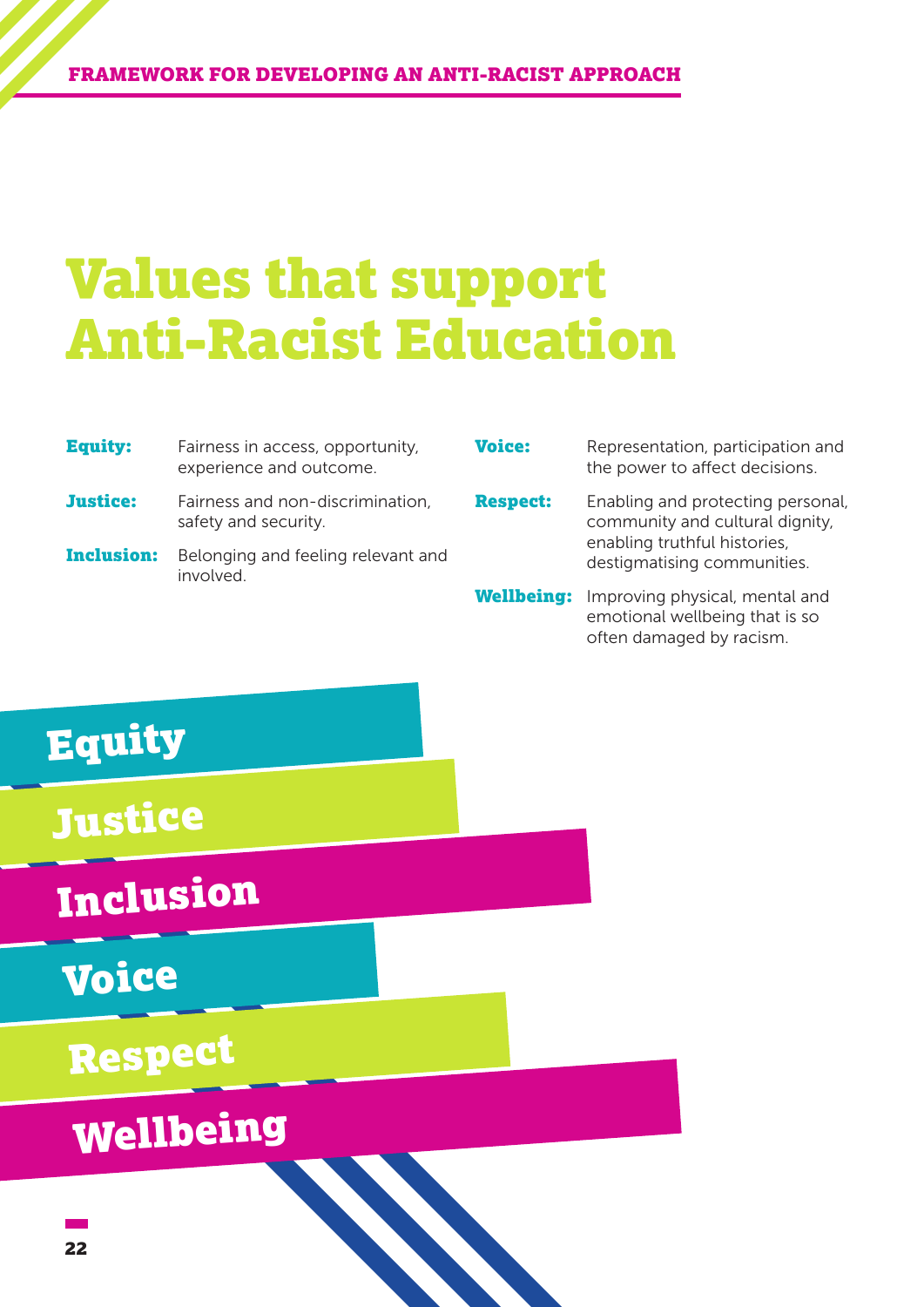# Values that support Anti-Racist Education

**Equity:** Fairness in access, opportunity, experience and outcome.

**Justice:** Fairness and non-discrimination, safety and security.

**Inclusion:** Belonging and feeling relevant and involved.

**Voice:** Representation, participation and the power to affect decisions.

**Respect:** Enabling and protecting personal, community and cultural dignity, enabling truthful histories, destigmatising communities.

**Wellbeing:** Improving physical, mental and emotional wellbeing that is so often damaged by racism.

Equity

Justice

Inclusion

Voice

Respect

Wellbeing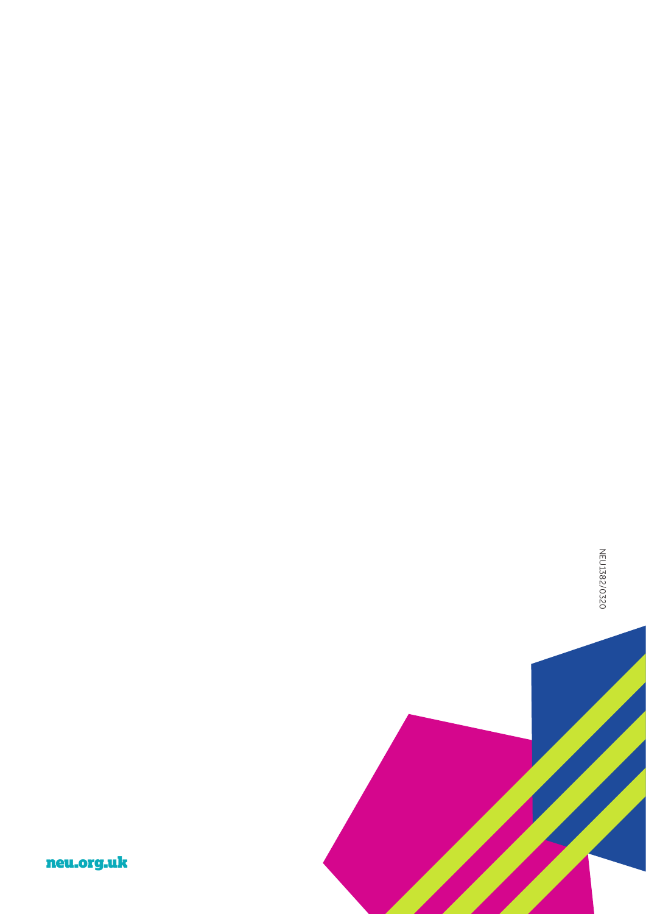NEU1382/0320

neu.org.uk